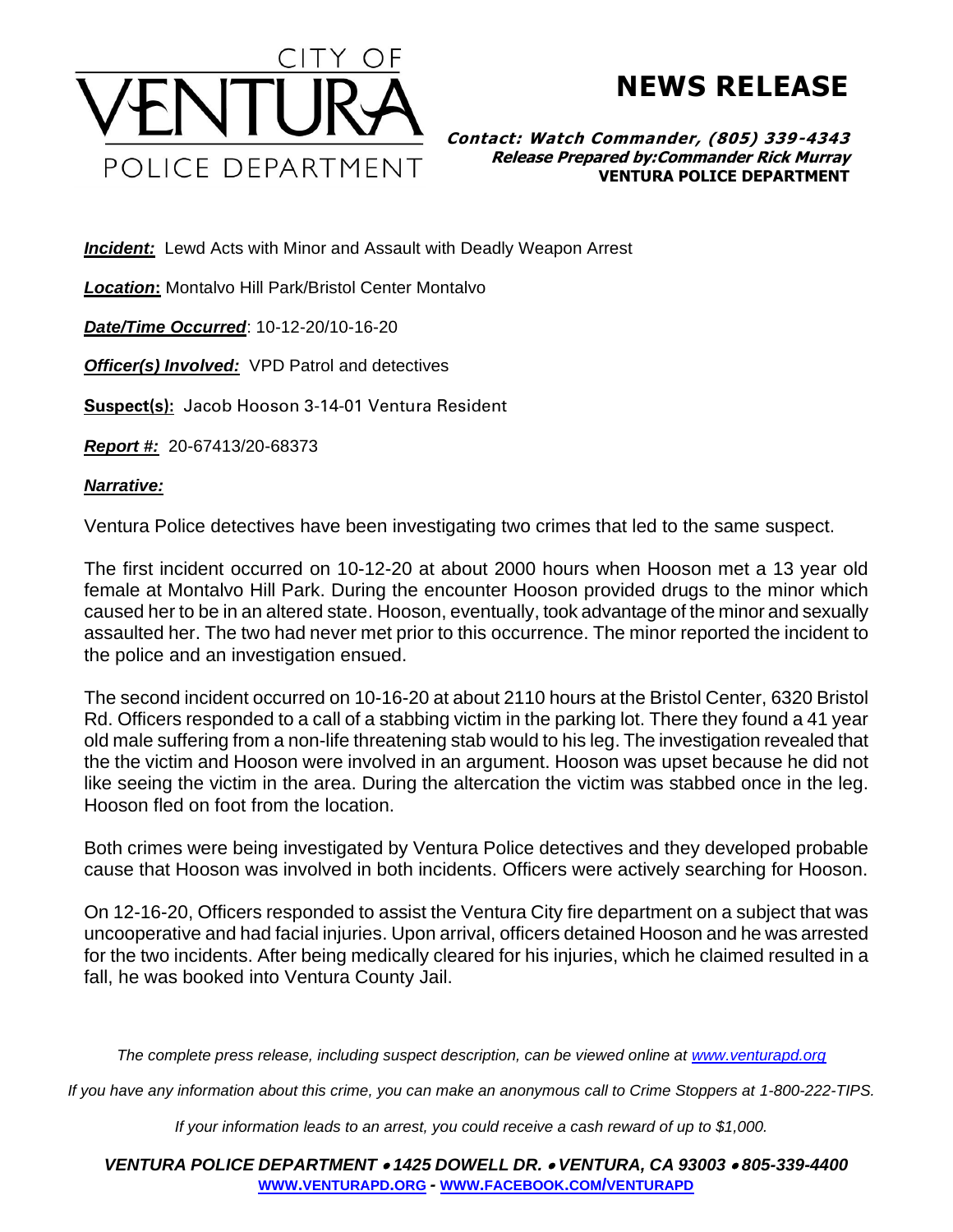CITY OF VENTURA POLICE DEPARTMENT

# NEWS RELEASE

***Contact: Watch Commander, (805) 339-4343***
***Release Prepared by:Commander Rick Murray***
**VENTURA POLICE DEPARTMENT**

***Incident:*** Lewd Acts with Minor and Assault with Deadly Weapon Arrest

***Location*:** Montalvo Hill Park/Bristol Center Montalvo

***Date/Time Occurred***: 10-12-20/10-16-20

***Officer(s) Involved:*** VPD Patrol and detectives

**Suspect(s):** Jacob Hooson 3-14-01 Ventura Resident

***Report #:*** 20-67413/20-68373

***Narrative:***

Ventura Police detectives have been investigating two crimes that led to the same suspect.

The first incident occurred on 10-12-20 at about 2000 hours when Hooson met a 13 year old female at Montalvo Hill Park. During the encounter Hooson provided drugs to the minor which caused her to be in an altered state. Hooson, eventually, took advantage of the minor and sexually assaulted her. The two had never met prior to this occurrence. The minor reported the incident to the police and an investigation ensued.

The second incident occurred on 10-16-20 at about 2110 hours at the Bristol Center, 6320 Bristol Rd. Officers responded to a call of a stabbing victim in the parking lot. There they found a 41 year old male suffering from a non-life threatening stab would to his leg. The investigation revealed that the the victim and Hooson were involved in an argument. Hooson was upset because he did not like seeing the victim in the area. During the altercation the victim was stabbed once in the leg. Hooson fled on foot from the location.

Both crimes were being investigated by Ventura Police detectives and they developed probable cause that Hooson was involved in both incidents. Officers were actively searching for Hooson.

On 12-16-20, Officers responded to assist the Ventura City fire department on a subject that was uncooperative and had facial injuries. Upon arrival, officers detained Hooson and he was arrested for the two incidents. After being medically cleared for his injuries, which he claimed resulted in a fall, he was booked into Ventura County Jail.

*The complete press release, including suspect description, can be viewed online at [www.venturapd.org](http://www.venturapd.org)*

*If you have any information about this crime, you can make an anonymous call to Crime Stoppers at 1-800-222-TIPS.*

*If your information leads to an arrest, you could receive a cash reward of up to $1,000.*

***VENTURA POLICE DEPARTMENT • 1425 DOWELL DR. • VENTURA, CA 93003 • 805-339-4400***
**[WWW.VENTURAPD.ORG](http://www.venturapd.org) - [WWW.FACEBOOK.COM/VENTURAPD](http://www.facebook.com/venturapd)**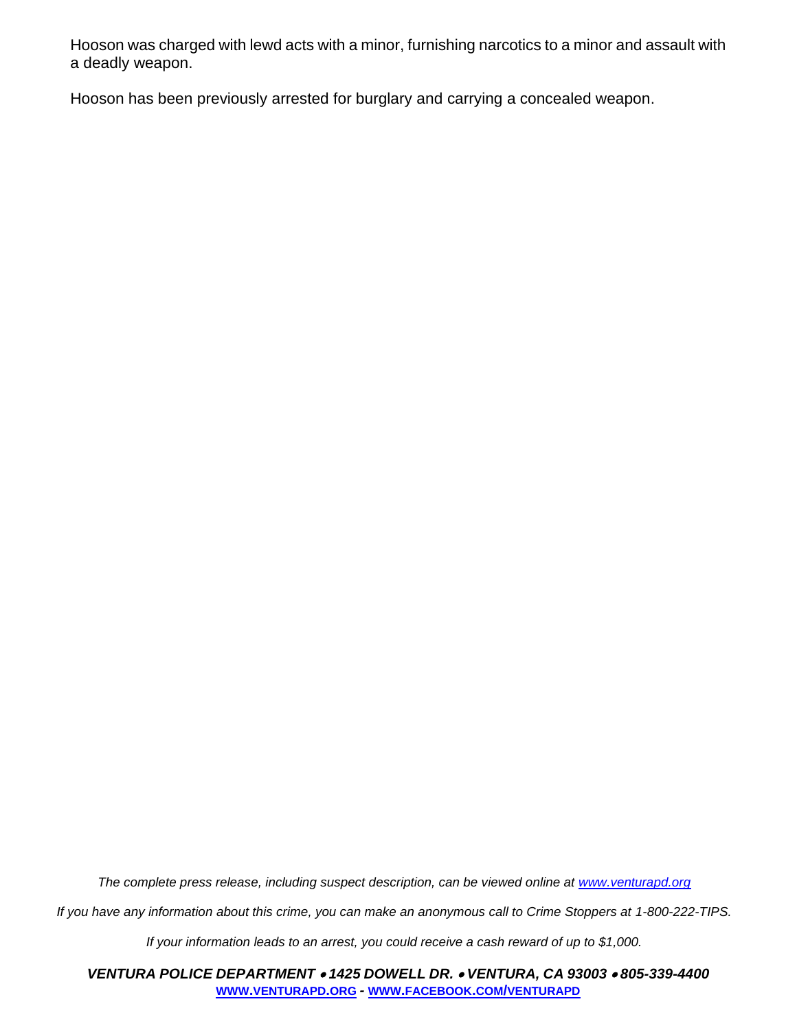Hooson was charged with lewd acts with a minor, furnishing narcotics to a minor and assault with a deadly weapon.

Hooson has been previously arrested for burglary and carrying a concealed weapon.

*The complete press release, including suspect description, can be viewed online at [www.venturapd.org](http://www.venturapd.org)*

*If you have any information about this crime, you can make an anonymous call to Crime Stoppers at 1-800-222-TIPS.*

*If your information leads to an arrest, you could receive a cash reward of up to $1,000.*

***VENTURA POLICE DEPARTMENT • 1425 DOWELL DR. • VENTURA, CA 93003 • 805-339-4400***

**[WWW.VENTURAPD.ORG](http://www.venturapd.org) - [WWW.FACEBOOK.COM/VENTURAPD](http://www.facebook.com/venturapd)**